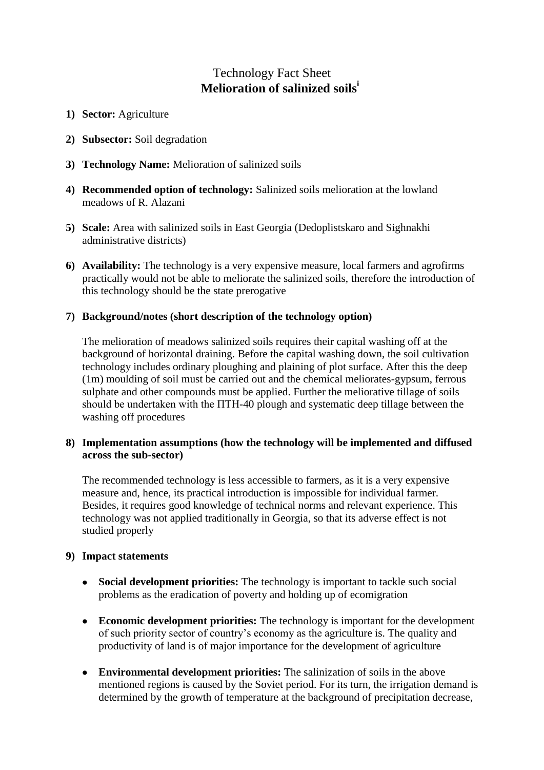# Technology Fact Sheet
## Melioration of salinized soils[i]

1) **Sector:** Agriculture

2) **Subsector:** Soil degradation

3) **Technology Name:** Melioration of salinized soils

4) **Recommended option of technology:** Salinized soils melioration at the lowland meadows of R. Alazani

5) **Scale:** Area with salinized soils in East Georgia (Dedoplistskaro and Sighnakhi administrative districts)

6) **Availability:** The technology is a very expensive measure, local farmers and agrofirms practically would not be able to meliorate the salinized soils, therefore the introduction of this technology should be the state prerogative

7) **Background/notes (short description of the technology option)**

   The melioration of meadows salinized soils requires their capital washing off at the background of horizontal draining. Before the capital washing down, the soil cultivation technology includes ordinary ploughing and plaining of plot surface. After this the deep (1m) moulding of soil must be carried out and the chemical meliorates-gypsum, ferrous sulphate and other compounds must be applied. Further the meliorative tillage of soils should be undertaken with the ПТН-40 plough and systematic deep tillage between the washing off procedures

8) **Implementation assumptions (how the technology will be implemented and diffused across the sub-sector)**

   The recommended technology is less accessible to farmers, as it is a very expensive measure and, hence, its practical introduction is impossible for individual farmer. Besides, it requires good knowledge of technical norms and relevant experience. This technology was not applied traditionally in Georgia, so that its adverse effect is not studied properly

9) **Impact statements**

   - **Social development priorities:** The technology is important to tackle such social problems as the eradication of poverty and holding up of ecomigration
   - **Economic development priorities:** The technology is important for the development of such priority sector of country's economy as the agriculture is. The quality and productivity of land is of major importance for the development of agriculture
   - **Environmental development priorities:** The salinization of soils in the above mentioned regions is caused by the Soviet period. For its turn, the irrigation demand is determined by the growth of temperature at the background of precipitation decrease,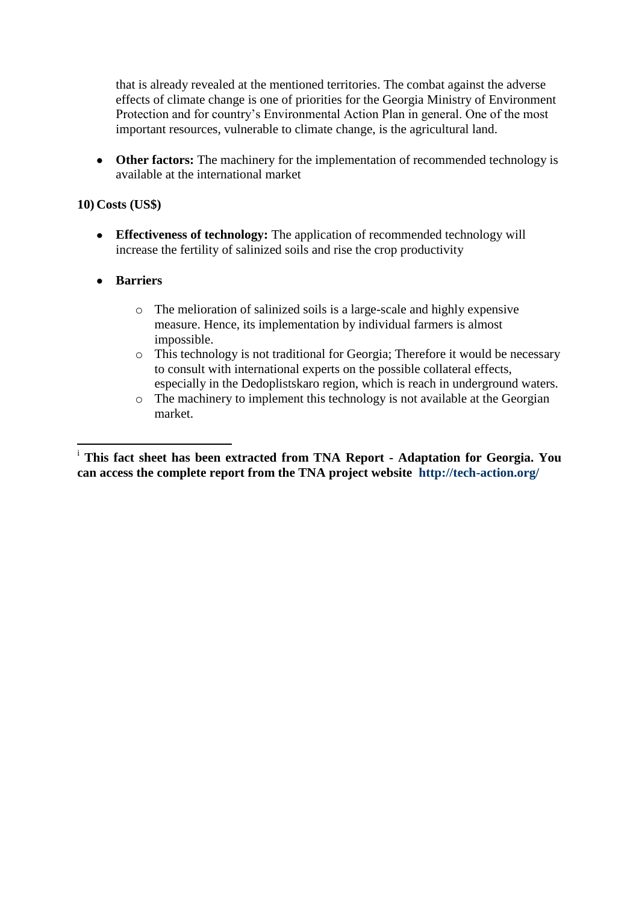that is already revealed at the mentioned territories. The combat against the adverse effects of climate change is one of priorities for the Georgia Ministry of Environment Protection and for country's Environmental Action Plan in general. One of the most important resources, vulnerable to climate change, is the agricultural land.

- **Other factors:** The machinery for the implementation of recommended technology is available at the international market

**10) Costs (US$)**

- **Effectiveness of technology:** The application of recommended technology will increase the fertility of salinized soils and rise the crop productivity

- **Barriers**

  - The melioration of salinized soils is a large-scale and highly expensive measure. Hence, its implementation by individual farmers is almost impossible.
  - This technology is not traditional for Georgia; Therefore it would be necessary to consult with international experts on the possible collateral effects, especially in the Dedoplistskaro region, which is reach in underground waters.
  - The machinery to implement this technology is not available at the Georgian market.

---

[i] **This fact sheet has been extracted from TNA Report - Adaptation for Georgia. You can access the complete report from the TNA project website http://tech-action.org/**